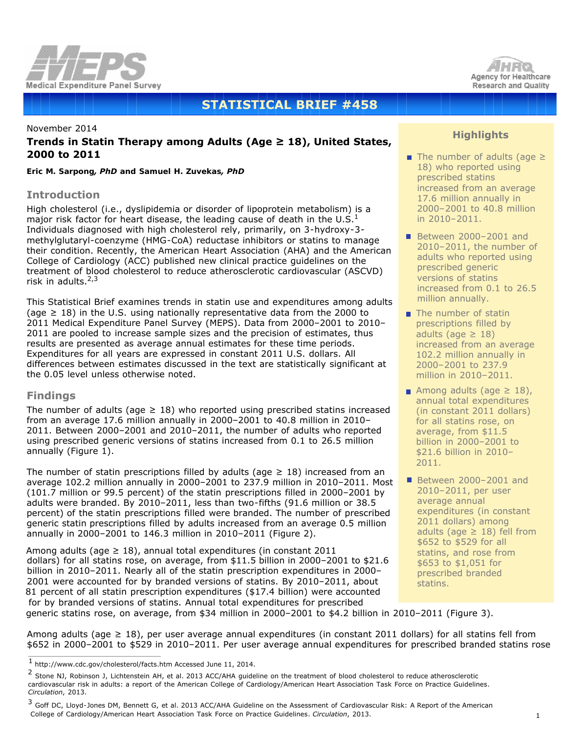# STATISTICAL BRIEF #458

November 2014

## Trends in Statin Therapy among Adults (Age ≥ 18), United States, 2000 to 2011

**Eric M. Sarpong, *PhD* and Samuel H. Zuvekas, *PhD***

### Introduction

High cholesterol (i.e., dyslipidemia or disorder of lipoprotein metabolism) is a major risk factor for heart disease, the leading cause of death in the U.S.[1] Individuals diagnosed with high cholesterol rely, primarily, on 3-hydroxy-3-methylglutaryl-coenzyme (HMG-CoA) reductase inhibitors or statins to manage their condition. Recently, the American Heart Association (AHA) and the American College of Cardiology (ACC) published new clinical practice guidelines on the treatment of blood cholesterol to reduce atherosclerotic cardiovascular (ASCVD) risk in adults.[2,3]

This Statistical Brief examines trends in statin use and expenditures among adults (age ≥ 18) in the U.S. using nationally representative data from the 2000 to 2011 Medical Expenditure Panel Survey (MEPS). Data from 2000–2001 to 2010–2011 are pooled to increase sample sizes and the precision of estimates, thus results are presented as average annual estimates for these time periods. Expenditures for all years are expressed in constant 2011 U.S. dollars. All differences between estimates discussed in the text are statistically significant at the 0.05 level unless otherwise noted.

### Highlights

- The number of adults (age ≥ 18) who reported using prescribed statins increased from an average 17.6 million annually in 2000–2001 to 40.8 million in 2010–2011.
- Between 2000–2001 and 2010–2011, the number of adults who reported using prescribed generic versions of statins increased from 0.1 to 26.5 million annually.
- The number of statin prescriptions filled by adults (age ≥ 18) increased from an average 102.2 million annually in 2000–2001 to 237.9 million in 2010–2011.
- Among adults (age ≥ 18), annual total expenditures (in constant 2011 dollars) for all statins rose, on average, from $11.5 billion in 2000–2001 to $21.6 billion in 2010–2011.
- Between 2000–2001 and 2010–2011, per user average annual expenditures (in constant 2011 dollars) among adults (age ≥ 18) fell from $652 to $529 for all statins, and rose from $653 to $1,051 for prescribed branded statins.

### Findings

The number of adults (age ≥ 18) who reported using prescribed statins increased from an average 17.6 million annually in 2000–2001 to 40.8 million in 2010–2011. Between 2000–2001 and 2010–2011, the number of adults who reported using prescribed generic versions of statins increased from 0.1 to 26.5 million annually (Figure 1).

The number of statin prescriptions filled by adults (age ≥ 18) increased from an average 102.2 million annually in 2000–2001 to 237.9 million in 2010–2011. Most (101.7 million or 99.5 percent) of the statin prescriptions filled in 2000–2001 by adults were branded. By 2010–2011, less than two-fifths (91.6 million or 38.5 percent) of the statin prescriptions filled were branded. The number of prescribed generic statin prescriptions filled by adults increased from an average 0.5 million annually in 2000–2001 to 146.3 million in 2010–2011 (Figure 2).

Among adults (age ≥ 18), annual total expenditures (in constant 2011 dollars) for all statins rose, on average, from $11.5 billion in 2000–2001 to $21.6 billion in 2010–2011. Nearly all of the statin prescription expenditures in 2000–2001 were accounted for by branded versions of statins. By 2010–2011, about 81 percent of all statin prescription expenditures ($17.4 billion) were accounted for by branded versions of statins. Annual total expenditures for prescribed generic statins rose, on average, from $34 million in 2000–2001 to $4.2 billion in 2010–2011 (Figure 3).

Among adults (age ≥ 18), per user average annual expenditures (in constant 2011 dollars) for all statins fell from $652 in 2000–2001 to $529 in 2010–2011. Per user average annual expenditures for prescribed branded statins rose

---

[1] http://www.cdc.gov/cholesterol/facts.htm Accessed June 11, 2014.

[2] Stone NJ, Robinson J, Lichtenstein AH, et al. 2013 ACC/AHA guideline on the treatment of blood cholesterol to reduce atherosclerotic cardiovascular risk in adults: a report of the American College of Cardiology/American Heart Association Task Force on Practice Guidelines. *Circulation*, 2013.

[3] Goff DC, Lloyd-Jones DM, Bennett G, et al. 2013 ACC/AHA Guideline on the Assessment of Cardiovascular Risk: A Report of the American College of Cardiology/American Heart Association Task Force on Practice Guidelines. *Circulation*, 2013.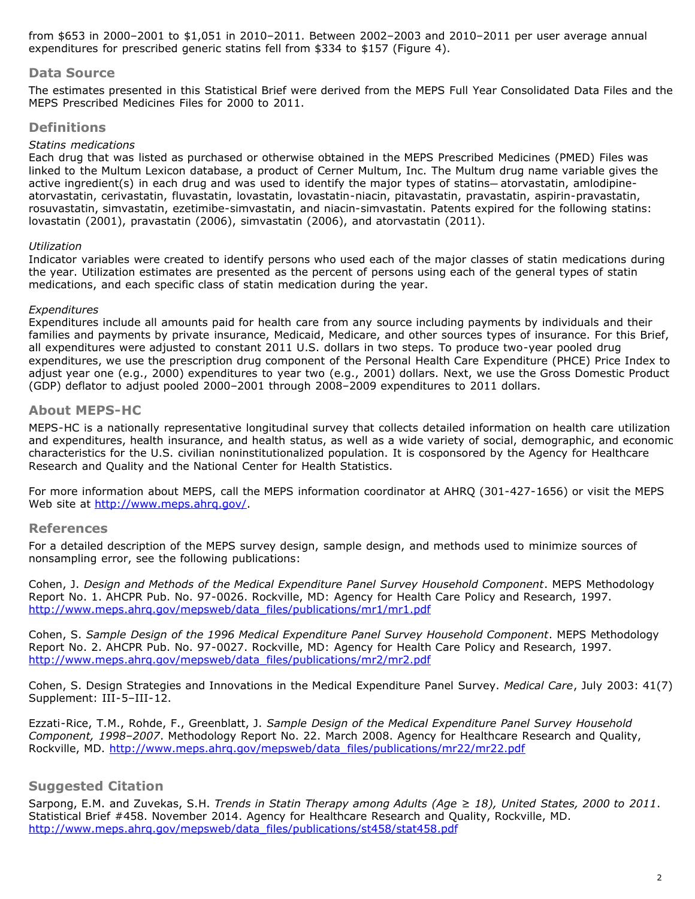from $653 in 2000–2001 to $1,051 in 2010–2011. Between 2002–2003 and 2010–2011 per user average annual expenditures for prescribed generic statins fell from $334 to $157 (Figure 4).

## Data Source

The estimates presented in this Statistical Brief were derived from the MEPS Full Year Consolidated Data Files and the MEPS Prescribed Medicines Files for 2000 to 2011.

## Definitions

*Statins medications*
Each drug that was listed as purchased or otherwise obtained in the MEPS Prescribed Medicines (PMED) Files was linked to the Multum Lexicon database, a product of Cerner Multum, Inc. The Multum drug name variable gives the active ingredient(s) in each drug and was used to identify the major types of statins— atorvastatin, amlodipine-atorvastatin, cerivastatin, fluvastatin, lovastatin, lovastatin-niacin, pitavastatin, pravastatin, aspirin-pravastatin, rosuvastatin, simvastatin, ezetimibe-simvastatin, and niacin-simvastatin. Patents expired for the following statins: lovastatin (2001), pravastatin (2006), simvastatin (2006), and atorvastatin (2011).

*Utilization*
Indicator variables were created to identify persons who used each of the major classes of statin medications during the year. Utilization estimates are presented as the percent of persons using each of the general types of statin medications, and each specific class of statin medication during the year.

*Expenditures*
Expenditures include all amounts paid for health care from any source including payments by individuals and their families and payments by private insurance, Medicaid, Medicare, and other sources types of insurance. For this Brief, all expenditures were adjusted to constant 2011 U.S. dollars in two steps. To produce two-year pooled drug expenditures, we use the prescription drug component of the Personal Health Care Expenditure (PHCE) Price Index to adjust year one (e.g., 2000) expenditures to year two (e.g., 2001) dollars. Next, we use the Gross Domestic Product (GDP) deflator to adjust pooled 2000–2001 through 2008–2009 expenditures to 2011 dollars.

## About MEPS-HC

MEPS-HC is a nationally representative longitudinal survey that collects detailed information on health care utilization and expenditures, health insurance, and health status, as well as a wide variety of social, demographic, and economic characteristics for the U.S. civilian noninstitutionalized population. It is cosponsored by the Agency for Healthcare Research and Quality and the National Center for Health Statistics.

For more information about MEPS, call the MEPS information coordinator at AHRQ (301-427-1656) or visit the MEPS Web site at http://www.meps.ahrq.gov/.

## References

For a detailed description of the MEPS survey design, sample design, and methods used to minimize sources of nonsampling error, see the following publications:

Cohen, J. *Design and Methods of the Medical Expenditure Panel Survey Household Component*. MEPS Methodology Report No. 1. AHCPR Pub. No. 97-0026. Rockville, MD: Agency for Health Care Policy and Research, 1997. http://www.meps.ahrq.gov/mepsweb/data_files/publications/mr1/mr1.pdf

Cohen, S. *Sample Design of the 1996 Medical Expenditure Panel Survey Household Component*. MEPS Methodology Report No. 2. AHCPR Pub. No. 97-0027. Rockville, MD: Agency for Health Care Policy and Research, 1997. http://www.meps.ahrq.gov/mepsweb/data_files/publications/mr2/mr2.pdf

Cohen, S. Design Strategies and Innovations in the Medical Expenditure Panel Survey. *Medical Care*, July 2003: 41(7) Supplement: III-5–III-12.

Ezzati-Rice, T.M., Rohde, F., Greenblatt, J. *Sample Design of the Medical Expenditure Panel Survey Household Component, 1998–2007*. Methodology Report No. 22. March 2008. Agency for Healthcare Research and Quality, Rockville, MD. http://www.meps.ahrq.gov/mepsweb/data_files/publications/mr22/mr22.pdf

## Suggested Citation

Sarpong, E.M. and Zuvekas, S.H. *Trends in Statin Therapy among Adults (Age ≥ 18), United States, 2000 to 2011*. Statistical Brief #458. November 2014. Agency for Healthcare Research and Quality, Rockville, MD. http://www.meps.ahrq.gov/mepsweb/data_files/publications/st458/stat458.pdf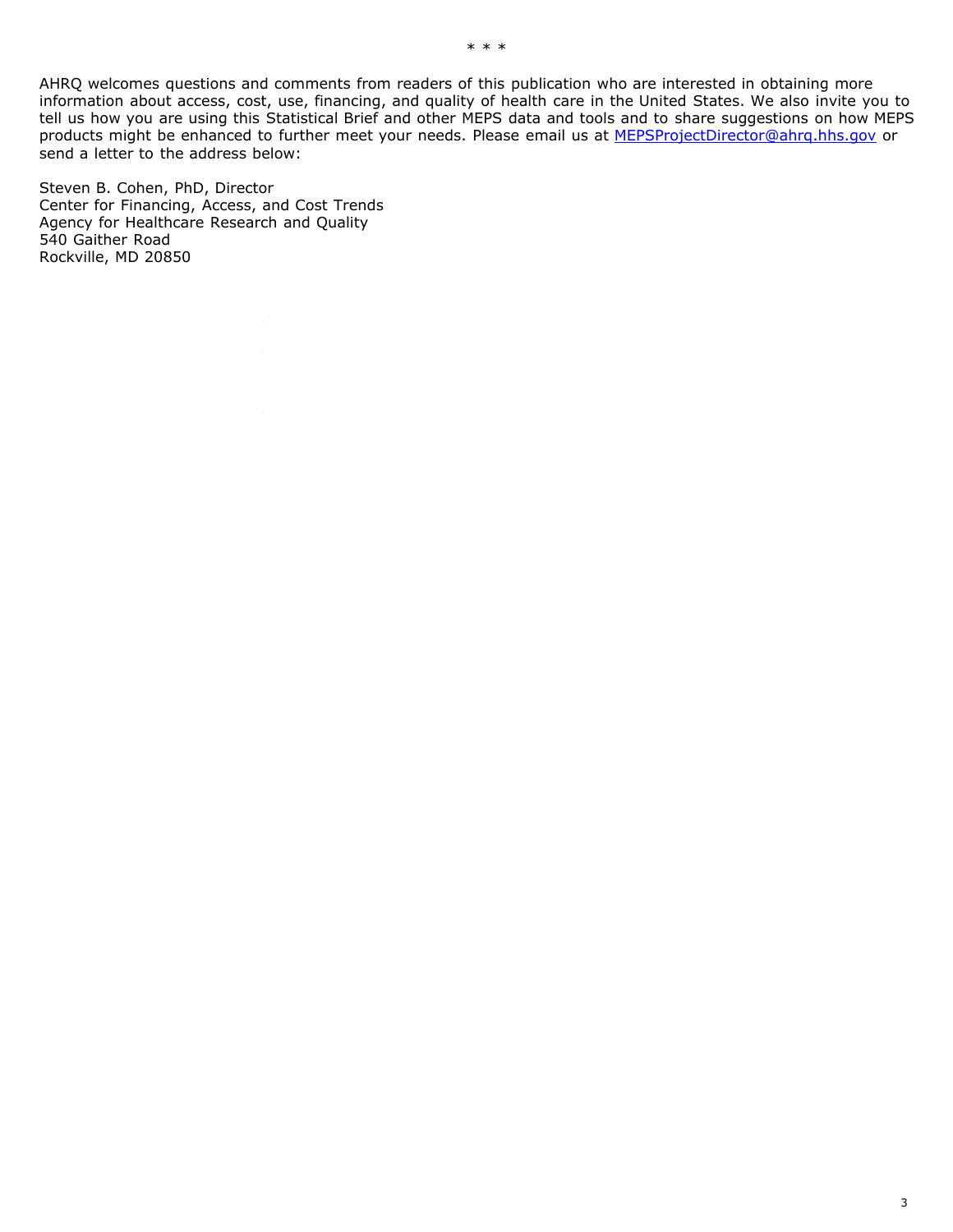\* \* \*

AHRQ welcomes questions and comments from readers of this publication who are interested in obtaining more information about access, cost, use, financing, and quality of health care in the United States. We also invite you to tell us how you are using this Statistical Brief and other MEPS data and tools and to share suggestions on how MEPS products might be enhanced to further meet your needs. Please email us at MEPSProjectDirector@ahrq.hhs.gov or send a letter to the address below:

Steven B. Cohen, PhD, Director
Center for Financing, Access, and Cost Trends
Agency for Healthcare Research and Quality
540 Gaither Road
Rockville, MD 20850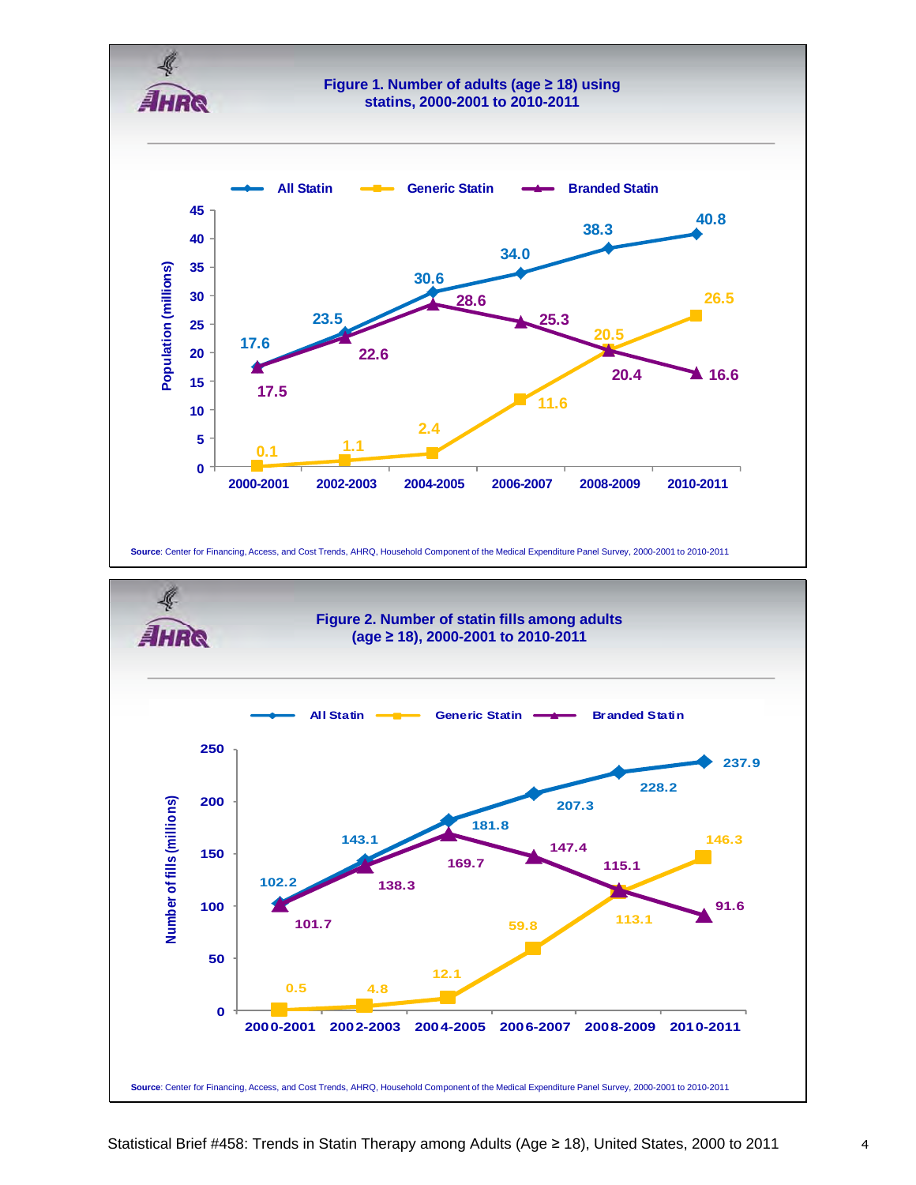## Figure 1. Number of adults (age ≥ 18) using statins, 2000-2001 to 2010-2011

Population (millions)

| | 2000-2001 | 2002-2003 | 2004-2005 | 2006-2007 | 2008-2009 | 2010-2011 |
|---|---|---|---|---|---|---|
| All Statin | 17.6 | 23.5 | 30.6 | 34.0 | 38.3 | 40.8 |
| Generic Statin | 0.1 | 1.1 | 2.4 | 11.6 | 20.5 | 26.5 |
| Branded Statin | 17.5 | 22.6 | 28.6 | 25.3 | 20.4 | 16.6 |

**Source**: Center for Financing, Access, and Cost Trends, AHRQ, Household Component of the Medical Expenditure Panel Survey, 2000-2001 to 2010-2011

## Figure 2. Number of statin fills among adults (age ≥ 18), 2000-2001 to 2010-2011

Number of fills (millions)

| | 2000-2001 | 2002-2003 | 2004-2005 | 2006-2007 | 2008-2009 | 2010-2011 |
|---|---|---|---|---|---|---|
| All Statin | 102.2 | 143.1 | 181.8 | 207.3 | 228.2 | 237.9 |
| Generic Statin | 0.5 | 4.8 | 12.1 | 59.8 | 113.1 | 146.3 |
| Branded Statin | 101.7 | 138.3 | 169.7 | 147.4 | 115.1 | 91.6 |

**Source**: Center for Financing, Access, and Cost Trends, AHRQ, Household Component of the Medical Expenditure Panel Survey, 2000-2001 to 2010-2011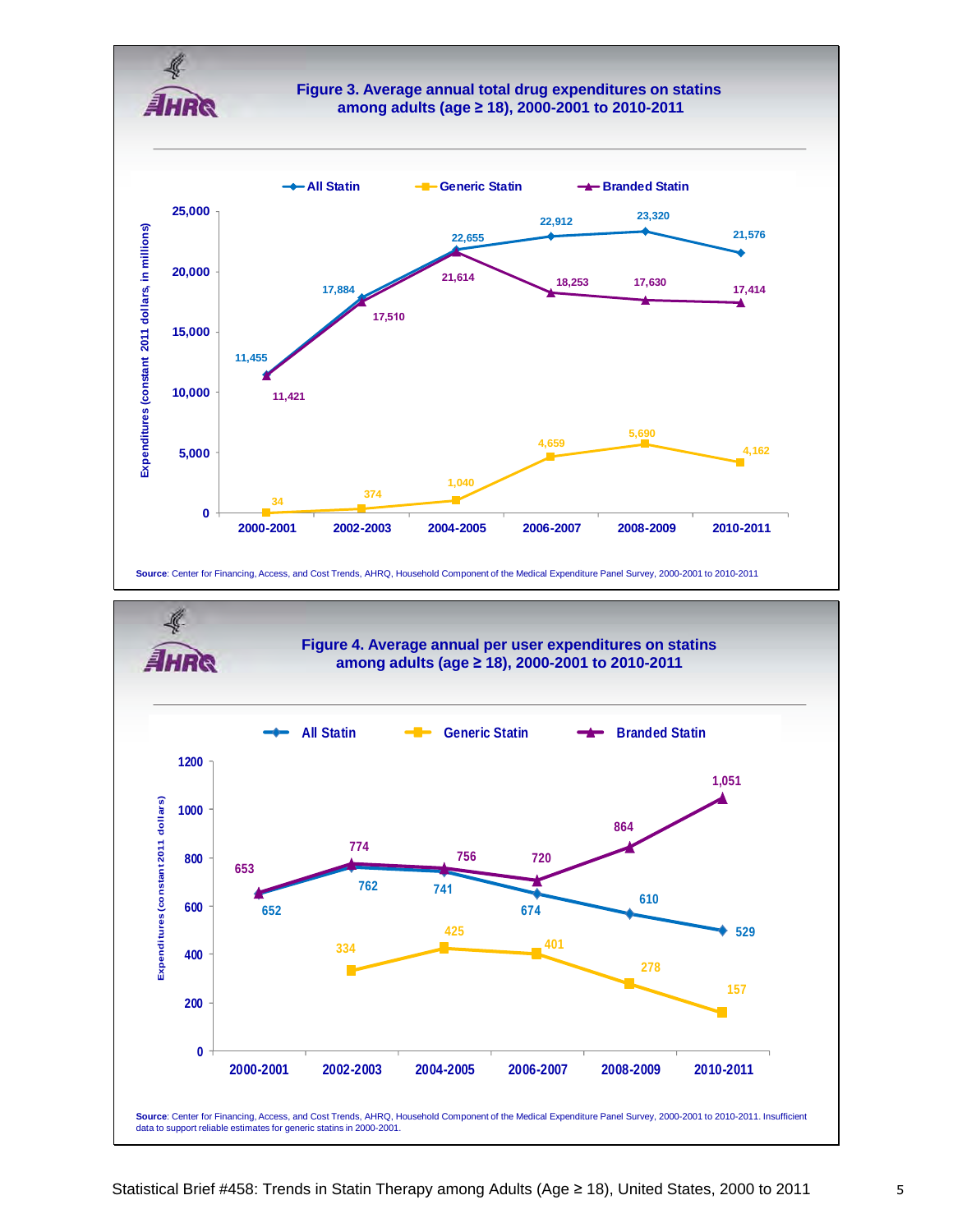**Figure 3. Average annual total drug expenditures on statins among adults (age ≥ 18), 2000-2001 to 2010-2011**

All Statin
Generic Statin
Branded Statin

Expenditures (constant 2011 dollars, in millions)

25,000
20,000
15,000
10,000
5,000
0

2000-2001
2002-2003
2004-2005
2006-2007
2008-2009
2010-2011

11,455
17,884
22,655
22,912
23,320
21,576

11,421
17,510
21,614
18,253
17,630
17,414

34
374
1,040
4,659
5,690
4,162

**Source**: Center for Financing, Access, and Cost Trends, AHRQ, Household Component of the Medical Expenditure Panel Survey, 2000-2001 to 2010-2011

**Figure 4. Average annual per user expenditures on statins among adults (age ≥ 18), 2000-2001 to 2010-2011**

All Statin
Generic Statin
Branded Statin

Expenditures (constant 2011 dollars)

1200
1000
800
600
400
200
0

2000-2001
2002-2003
2004-2005
2006-2007
2008-2009
2010-2011

653
774
756
720
864
1,051

652
762
741
674
610
529

334
425
401
278
157

**Source**: Center for Financing, Access, and Cost Trends, AHRQ, Household Component of the Medical Expenditure Panel Survey, 2000-2001 to 2010-2011. Insufficient data to support reliable estimates for generic statins in 2000-2001.

Statistical Brief #458: Trends in Statin Therapy among Adults (Age ≥ 18), United States, 2000 to 2011